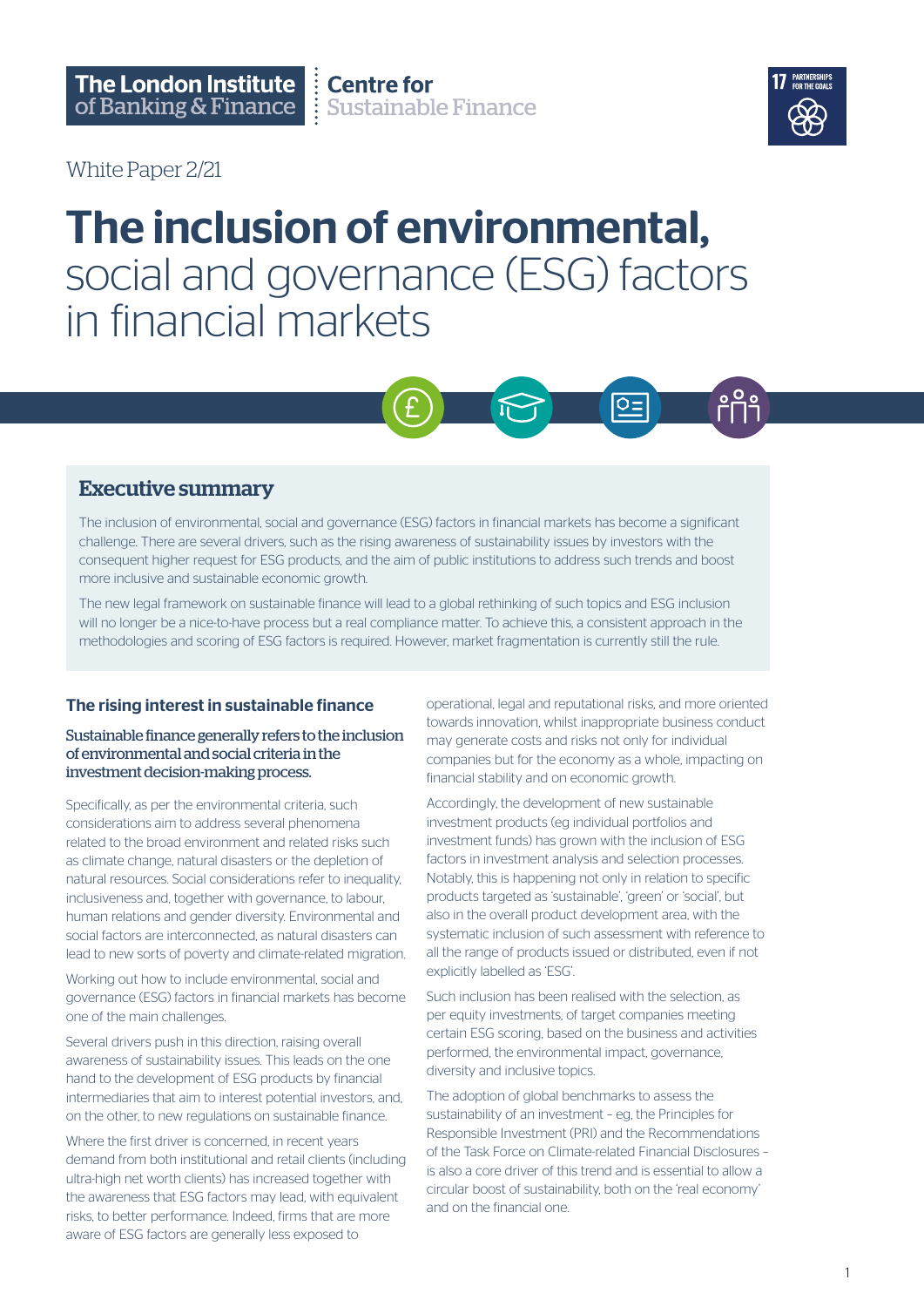The London Institute of Banking & Finance | Centre for Sustainable Finance

White Paper 2/21

# The inclusion of environmental, social and governance (ESG) factors in financial markets

## Executive summary

The inclusion of environmental, social and governance (ESG) factors in financial markets has become a significant challenge. There are several drivers, such as the rising awareness of sustainability issues by investors with the consequent higher request for ESG products, and the aim of public institutions to address such trends and boost more inclusive and sustainable economic growth.

The new legal framework on sustainable finance will lead to a global rethinking of such topics and ESG inclusion will no longer be a nice-to-have process but a real compliance matter. To achieve this, a consistent approach in the methodologies and scoring of ESG factors is required. However, market fragmentation is currently still the rule.

### The rising interest in sustainable finance

Sustainable finance generally refers to the inclusion of environmental and social criteria in the investment decision-making process.

Specifically, as per the environmental criteria, such considerations aim to address several phenomena related to the broad environment and related risks such as climate change, natural disasters or the depletion of natural resources. Social considerations refer to inequality, inclusiveness and, together with governance, to labour, human relations and gender diversity. Environmental and social factors are interconnected, as natural disasters can lead to new sorts of poverty and climate-related migration.

Working out how to include environmental, social and governance (ESG) factors in financial markets has become one of the main challenges.

Several drivers push in this direction, raising overall awareness of sustainability issues. This leads on the one hand to the development of ESG products by financial intermediaries that aim to interest potential investors, and, on the other, to new regulations on sustainable finance.

Where the first driver is concerned, in recent years demand from both institutional and retail clients (including ultra-high net worth clients) has increased together with the awareness that ESG factors may lead, with equivalent risks, to better performance. Indeed, firms that are more aware of ESG factors are generally less exposed to operational, legal and reputational risks, and more oriented towards innovation, whilst inappropriate business conduct may generate costs and risks not only for individual companies but for the economy as a whole, impacting on financial stability and on economic growth.

Accordingly, the development of new sustainable investment products (eg individual portfolios and investment funds) has grown with the inclusion of ESG factors in investment analysis and selection processes. Notably, this is happening not only in relation to specific products targeted as 'sustainable', 'green' or 'social', but also in the overall product development area, with the systematic inclusion of such assessment with reference to all the range of products issued or distributed, even if not explicitly labelled as 'ESG'.

Such inclusion has been realised with the selection, as per equity investments, of target companies meeting certain ESG scoring, based on the business and activities performed, the environmental impact, governance, diversity and inclusive topics.

The adoption of global benchmarks to assess the sustainability of an investment – eg, the Principles for Responsible Investment (PRI) and the Recommendations of the Task Force on Climate-related Financial Disclosures – is also a core driver of this trend and is essential to allow a circular boost of sustainability, both on the 'real economy' and on the financial one.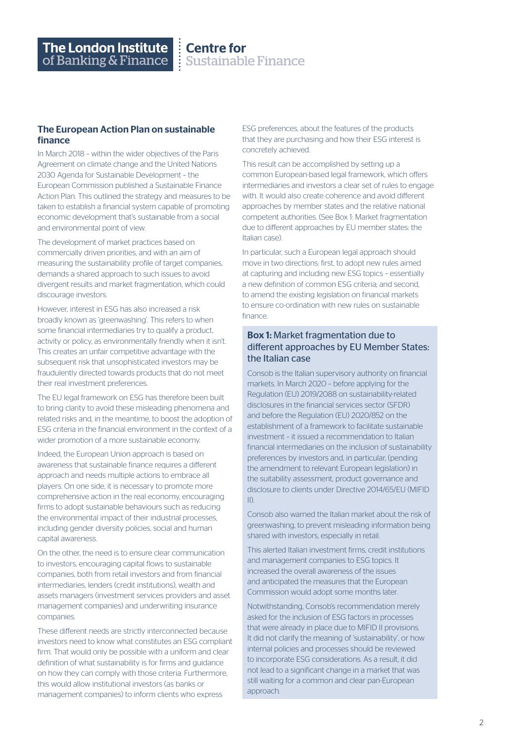## The European Action Plan on sustainable finance

In March 2018 – within the wider objectives of the Paris Agreement on climate change and the United Nations 2030 Agenda for Sustainable Development – the European Commission published a Sustainable Finance Action Plan. This outlined the strategy and measures to be taken to establish a financial system capable of promoting economic development that's sustainable from a social and environmental point of view.

The development of market practices based on commercially driven priorities, and with an aim of measuring the sustainability profile of target companies, demands a shared approach to such issues to avoid divergent results and market fragmentation, which could discourage investors.

However, interest in ESG has also increased a risk broadly known as 'greenwashing'. This refers to when some financial intermediaries try to qualify a product, activity or policy, as environmentally friendly when it isn't. This creates an unfair competitive advantage with the subsequent risk that unsophisticated investors may be fraudulently directed towards products that do not meet their real investment preferences.

The EU legal framework on ESG has therefore been built to bring clarity to avoid these misleading phenomena and related risks and, in the meantime, to boost the adoption of ESG criteria in the financial environment in the context of a wider promotion of a more sustainable economy.

Indeed, the European Union approach is based on awareness that sustainable finance requires a different approach and needs multiple actions to embrace all players. On one side, it is necessary to promote more comprehensive action in the real economy, encouraging firms to adopt sustainable behaviours such as reducing the environmental impact of their industrial processes, including gender diversity policies, social and human capital awareness.

On the other, the need is to ensure clear communication to investors, encouraging capital flows to sustainable companies, both from retail investors and from financial intermediaries, lenders (credit institutions), wealth and assets managers (investment services providers and asset management companies) and underwriting insurance companies.

These different needs are strictly interconnected because investors need to know what constitutes an ESG compliant firm. That would only be possible with a uniform and clear definition of what sustainability is for firms and guidance on how they can comply with those criteria. Furthermore, this would allow institutional investors (as banks or management companies) to inform clients who express ESG preferences, about the features of the products that they are purchasing and how their ESG interest is concretely achieved.

This result can be accomplished by setting up a common European-based legal framework, which offers intermediaries and investors a clear set of rules to engage with. It would also create coherence and avoid different approaches by member states and the relative national competent authorities. (See Box 1: Market fragmentation due to different approaches by EU member states: the Italian case).

In particular, such a European legal approach should move in two directions: first, to adopt new rules aimed at capturing and including new ESG topics – essentially a new definition of common ESG criteria; and second, to amend the existing legislation on financial markets to ensure co-ordination with new rules on sustainable finance.

### **Box 1:** Market fragmentation due to different approaches by EU Member States: the Italian case

Consob is the Italian supervisory authority on financial markets. In March 2020 – before applying for the Regulation (EU) 2019/2088 on sustainability-related disclosures in the financial services sector (SFDR) and before the Regulation (EU) 2020/852 on the establishment of a framework to facilitate sustainable investment – it issued a recommendation to Italian financial intermediaries on the inclusion of sustainability preferences by investors and, in particular, (pending the amendment to relevant European legislation) in the suitability assessment, product governance and disclosure to clients under Directive 2014/65/EU (MIFID II).

Consob also warned the Italian market about the risk of greenwashing, to prevent misleading information being shared with investors, especially in retail.

This alerted Italian investment firms, credit institutions and management companies to ESG topics. It increased the overall awareness of the issues and anticipated the measures that the European Commission would adopt some months later.

Notwithstanding, Consob's recommendation merely asked for the inclusion of ESG factors in processes that were already in place due to MIFID II provisions. It did not clarify the meaning of 'sustainability', or how internal policies and processes should be reviewed to incorporate ESG considerations. As a result, it did not lead to a significant change in a market that was still waiting for a common and clear pan-European approach.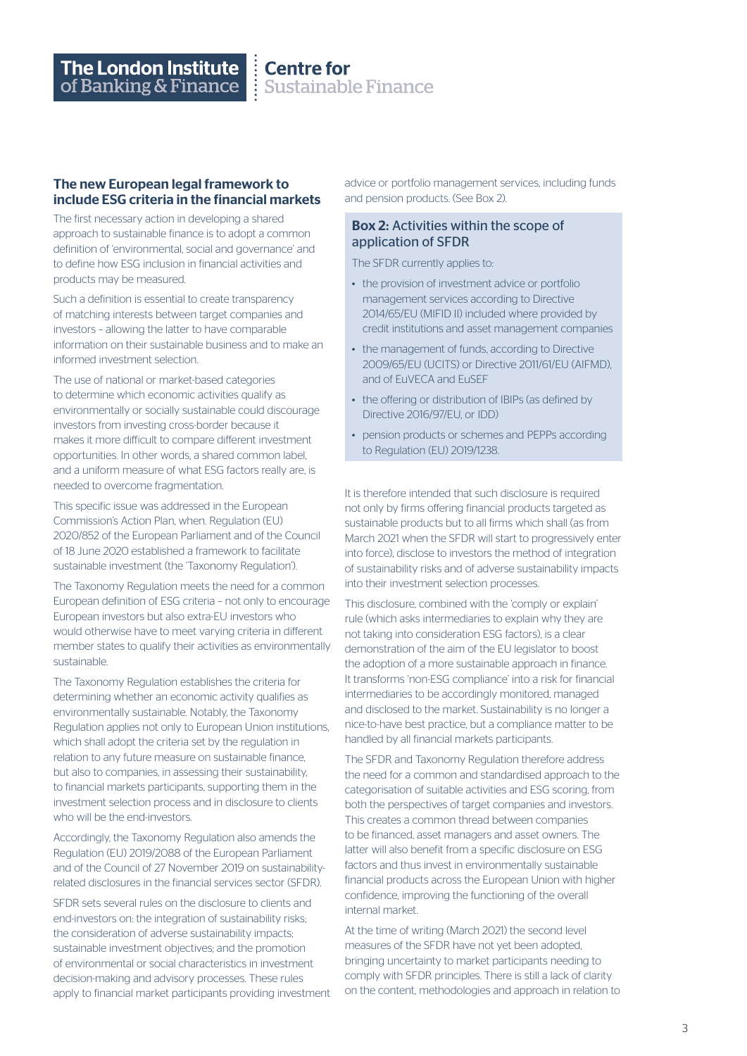## The new European legal framework to include ESG criteria in the financial markets

The first necessary action in developing a shared approach to sustainable finance is to adopt a common definition of 'environmental, social and governance' and to define how ESG inclusion in financial activities and products may be measured.

Such a definition is essential to create transparency of matching interests between target companies and investors – allowing the latter to have comparable information on their sustainable business and to make an informed investment selection.

The use of national or market-based categories to determine which economic activities qualify as environmentally or socially sustainable could discourage investors from investing cross-border because it makes it more difficult to compare different investment opportunities. In other words, a shared common label, and a uniform measure of what ESG factors really are, is needed to overcome fragmentation.

This specific issue was addressed in the European Commission's Action Plan, when. Regulation (EU) 2020/852 of the European Parliament and of the Council of 18 June 2020 established a framework to facilitate sustainable investment (the 'Taxonomy Regulation').

The Taxonomy Regulation meets the need for a common European definition of ESG criteria – not only to encourage European investors but also extra-EU investors who would otherwise have to meet varying criteria in different member states to qualify their activities as environmentally sustainable.

The Taxonomy Regulation establishes the criteria for determining whether an economic activity qualifies as environmentally sustainable. Notably, the Taxonomy Regulation applies not only to European Union institutions, which shall adopt the criteria set by the regulation in relation to any future measure on sustainable finance, but also to companies, in assessing their sustainability, to financial markets participants, supporting them in the investment selection process and in disclosure to clients who will be the end-investors.

Accordingly, the Taxonomy Regulation also amends the Regulation (EU) 2019/2088 of the European Parliament and of the Council of 27 November 2019 on sustainability-related disclosures in the financial services sector (SFDR).

SFDR sets several rules on the disclosure to clients and end-investors on: the integration of sustainability risks; the consideration of adverse sustainability impacts; sustainable investment objectives; and the promotion of environmental or social characteristics in investment decision-making and advisory processes. These rules apply to financial market participants providing investment advice or portfolio management services, including funds and pension products. (See Box 2).

### Box 2: Activities within the scope of application of SFDR

The SFDR currently applies to:

- the provision of investment advice or portfolio management services according to Directive 2014/65/EU (MIFID II) included where provided by credit institutions and asset management companies
- the management of funds, according to Directive 2009/65/EU (UCITS) or Directive 2011/61/EU (AIFMD), and of EuVECA and EuSEF
- the offering or distribution of IBIPs (as defined by Directive 2016/97/EU, or IDD)
- pension products or schemes and PEPPs according to Regulation (EU) 2019/1238.

It is therefore intended that such disclosure is required not only by firms offering financial products targeted as sustainable products but to all firms which shall (as from March 2021 when the SFDR will start to progressively enter into force), disclose to investors the method of integration of sustainability risks and of adverse sustainability impacts into their investment selection processes.

This disclosure, combined with the 'comply or explain' rule (which asks intermediaries to explain why they are not taking into consideration ESG factors), is a clear demonstration of the aim of the EU legislator to boost the adoption of a more sustainable approach in finance. It transforms 'non-ESG compliance' into a risk for financial intermediaries to be accordingly monitored, managed and disclosed to the market. Sustainability is no longer a nice-to-have best practice, but a compliance matter to be handled by all financial markets participants.

The SFDR and Taxonomy Regulation therefore address the need for a common and standardised approach to the categorisation of suitable activities and ESG scoring, from both the perspectives of target companies and investors. This creates a common thread between companies to be financed, asset managers and asset owners. The latter will also benefit from a specific disclosure on ESG factors and thus invest in environmentally sustainable financial products across the European Union with higher confidence, improving the functioning of the overall internal market.

At the time of writing (March 2021) the second level measures of the SFDR have not yet been adopted, bringing uncertainty to market participants needing to comply with SFDR principles. There is still a lack of clarity on the content, methodologies and approach in relation to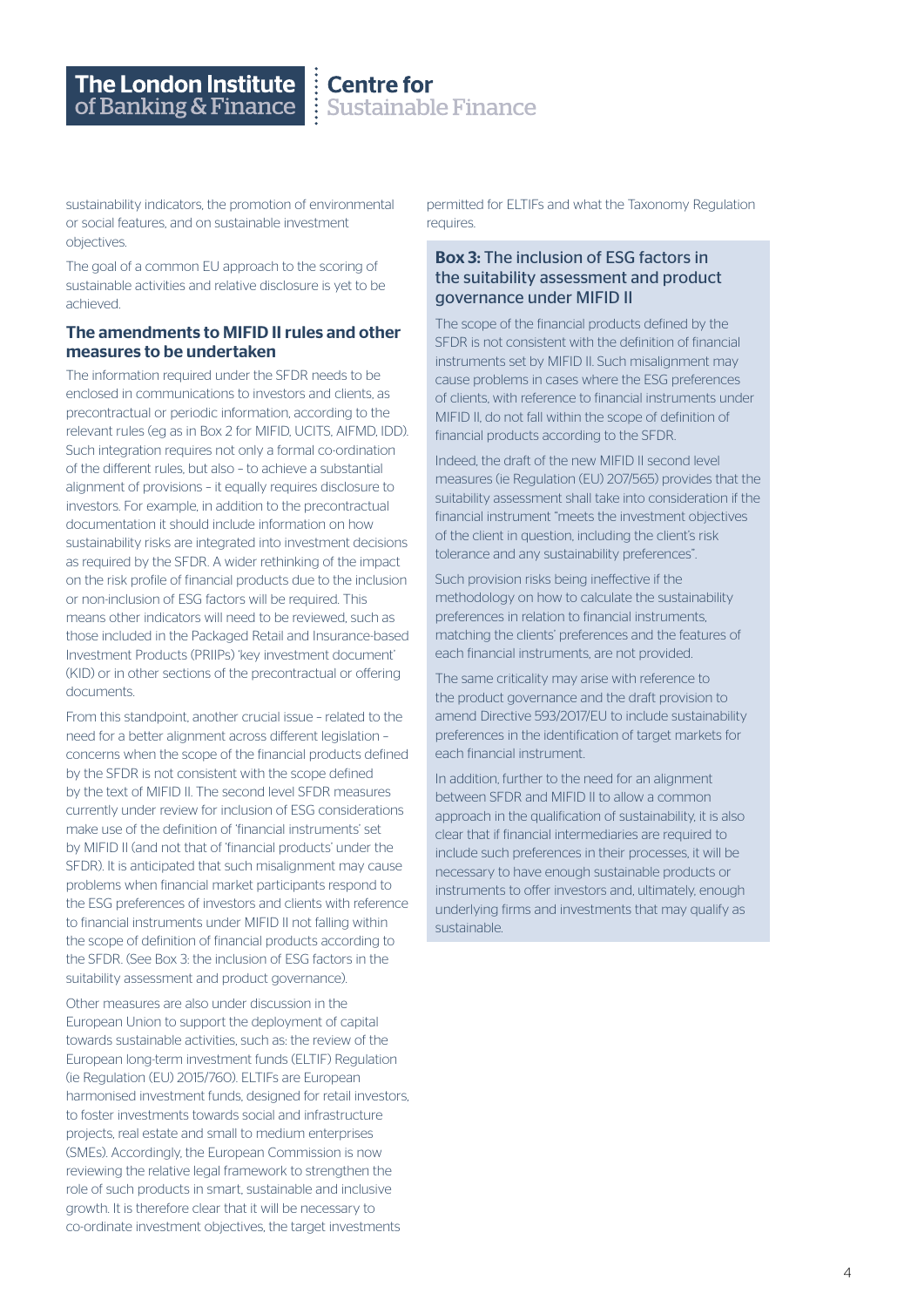sustainability indicators, the promotion of environmental or social features, and on sustainable investment objectives.

The goal of a common EU approach to the scoring of sustainable activities and relative disclosure is yet to be achieved.

### The amendments to MIFID II rules and other measures to be undertaken

The information required under the SFDR needs to be enclosed in communications to investors and clients, as precontractual or periodic information, according to the relevant rules (eg as in Box 2 for MIFID, UCITS, AIFMD, IDD). Such integration requires not only a formal co-ordination of the different rules, but also – to achieve a substantial alignment of provisions – it equally requires disclosure to investors. For example, in addition to the precontractual documentation it should include information on how sustainability risks are integrated into investment decisions as required by the SFDR. A wider rethinking of the impact on the risk profile of financial products due to the inclusion or non-inclusion of ESG factors will be required. This means other indicators will need to be reviewed, such as those included in the Packaged Retail and Insurance-based Investment Products (PRIIPs) 'key investment document' (KID) or in other sections of the precontractual or offering documents.

From this standpoint, another crucial issue – related to the need for a better alignment across different legislation – concerns when the scope of the financial products defined by the SFDR is not consistent with the scope defined by the text of MIFID II. The second level SFDR measures currently under review for inclusion of ESG considerations make use of the definition of 'financial instruments' set by MIFID II (and not that of 'financial products' under the SFDR). It is anticipated that such misalignment may cause problems when financial market participants respond to the ESG preferences of investors and clients with reference to financial instruments under MIFID II not falling within the scope of definition of financial products according to the SFDR. (See Box 3: the inclusion of ESG factors in the suitability assessment and product governance).

Other measures are also under discussion in the European Union to support the deployment of capital towards sustainable activities, such as: the review of the European long-term investment funds (ELTIF) Regulation (ie Regulation (EU) 2015/760). ELTIFs are European harmonised investment funds, designed for retail investors, to foster investments towards social and infrastructure projects, real estate and small to medium enterprises (SMEs). Accordingly, the European Commission is now reviewing the relative legal framework to strengthen the role of such products in smart, sustainable and inclusive growth. It is therefore clear that it will be necessary to co-ordinate investment objectives, the target investments permitted for ELTIFs and what the Taxonomy Regulation requires.

### Box 3: The inclusion of ESG factors in the suitability assessment and product governance under MIFID II

The scope of the financial products defined by the SFDR is not consistent with the definition of financial instruments set by MIFID II. Such misalignment may cause problems in cases where the ESG preferences of clients, with reference to financial instruments under MIFID II, do not fall within the scope of definition of financial products according to the SFDR.

Indeed, the draft of the new MIFID II second level measures (ie Regulation (EU) 207/565) provides that the suitability assessment shall take into consideration if the financial instrument "meets the investment objectives of the client in question, including the client's risk tolerance and any sustainability preferences".

Such provision risks being ineffective if the methodology on how to calculate the sustainability preferences in relation to financial instruments, matching the clients' preferences and the features of each financial instruments, are not provided.

The same criticality may arise with reference to the product governance and the draft provision to amend Directive 593/2017/EU to include sustainability preferences in the identification of target markets for each financial instrument.

In addition, further to the need for an alignment between SFDR and MIFID II to allow a common approach in the qualification of sustainability, it is also clear that if financial intermediaries are required to include such preferences in their processes, it will be necessary to have enough sustainable products or instruments to offer investors and, ultimately, enough underlying firms and investments that may qualify as sustainable.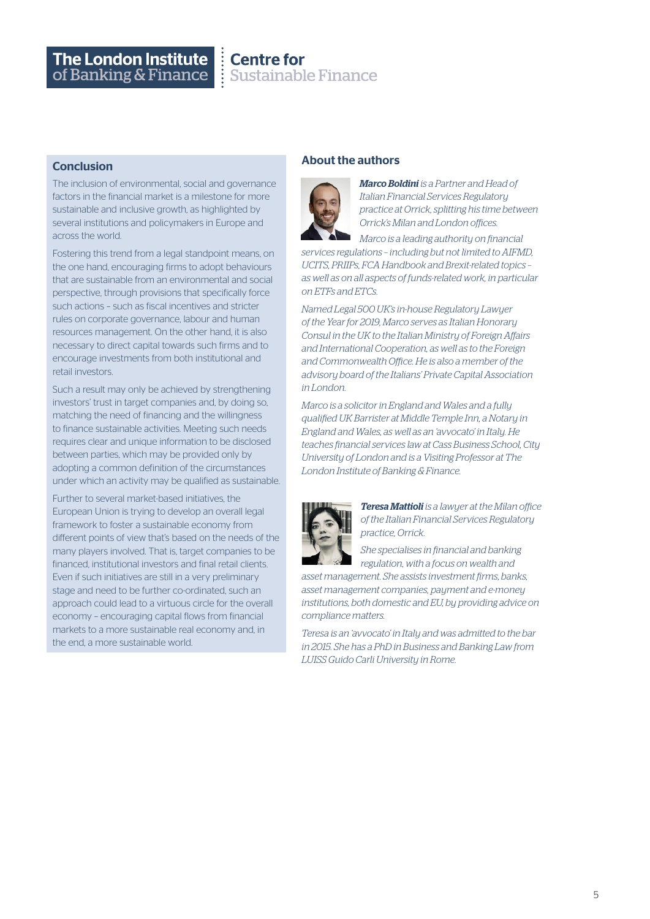## Conclusion

The inclusion of environmental, social and governance factors in the financial market is a milestone for more sustainable and inclusive growth, as highlighted by several institutions and policymakers in Europe and across the world.

Fostering this trend from a legal standpoint means, on the one hand, encouraging firms to adopt behaviours that are sustainable from an environmental and social perspective, through provisions that specifically force such actions – such as fiscal incentives and stricter rules on corporate governance, labour and human resources management. On the other hand, it is also necessary to direct capital towards such firms and to encourage investments from both institutional and retail investors.

Such a result may only be achieved by strengthening investors' trust in target companies and, by doing so, matching the need of financing and the willingness to finance sustainable activities. Meeting such needs requires clear and unique information to be disclosed between parties, which may be provided only by adopting a common definition of the circumstances under which an activity may be qualified as sustainable.

Further to several market-based initiatives, the European Union is trying to develop an overall legal framework to foster a sustainable economy from different points of view that's based on the needs of the many players involved. That is, target companies to be financed, institutional investors and final retail clients. Even if such initiatives are still in a very preliminary stage and need to be further co-ordinated, such an approach could lead to a virtuous circle for the overall economy – encouraging capital flows from financial markets to a more sustainable real economy and, in the end, a more sustainable world.

## About the authors

***Marco Boldini*** *is a Partner and Head of Italian Financial Services Regulatory practice at Orrick, splitting his time between Orrick's Milan and London offices.*

*Marco is a leading authority on financial services regulations – including but not limited to AIFMD, UCITS, PRIIPs, FCA Handbook and Brexit-related topics – as well as on all aspects of funds-related work, in particular on ETFs and ETCs.*

*Named Legal 500 UK's in-house Regulatory Lawyer of the Year for 2019, Marco serves as Italian Honorary Consul in the UK to the Italian Ministry of Foreign Affairs and International Cooperation, as well as to the Foreign and Commonwealth Office. He is also a member of the advisory board of the Italians' Private Capital Association in London.*

*Marco is a solicitor in England and Wales and a fully qualified UK Barrister at Middle Temple Inn, a Notary in England and Wales, as well as an 'avvocato' in Italy. He teaches financial services law at Cass Business School, City University of London and is a Visiting Professor at The London Institute of Banking & Finance.*

***Teresa Mattioli*** *is a lawyer at the Milan office of the Italian Financial Services Regulatory practice, Orrick.*

*She specialises in financial and banking regulation, with a focus on wealth and asset management. She assists investment firms, banks, asset management companies, payment and e-money institutions, both domestic and EU, by providing advice on compliance matters.*

*Teresa is an 'avvocato' in Italy and was admitted to the bar in 2015. She has a PhD in Business and Banking Law from LUISS Guido Carli University in Rome.*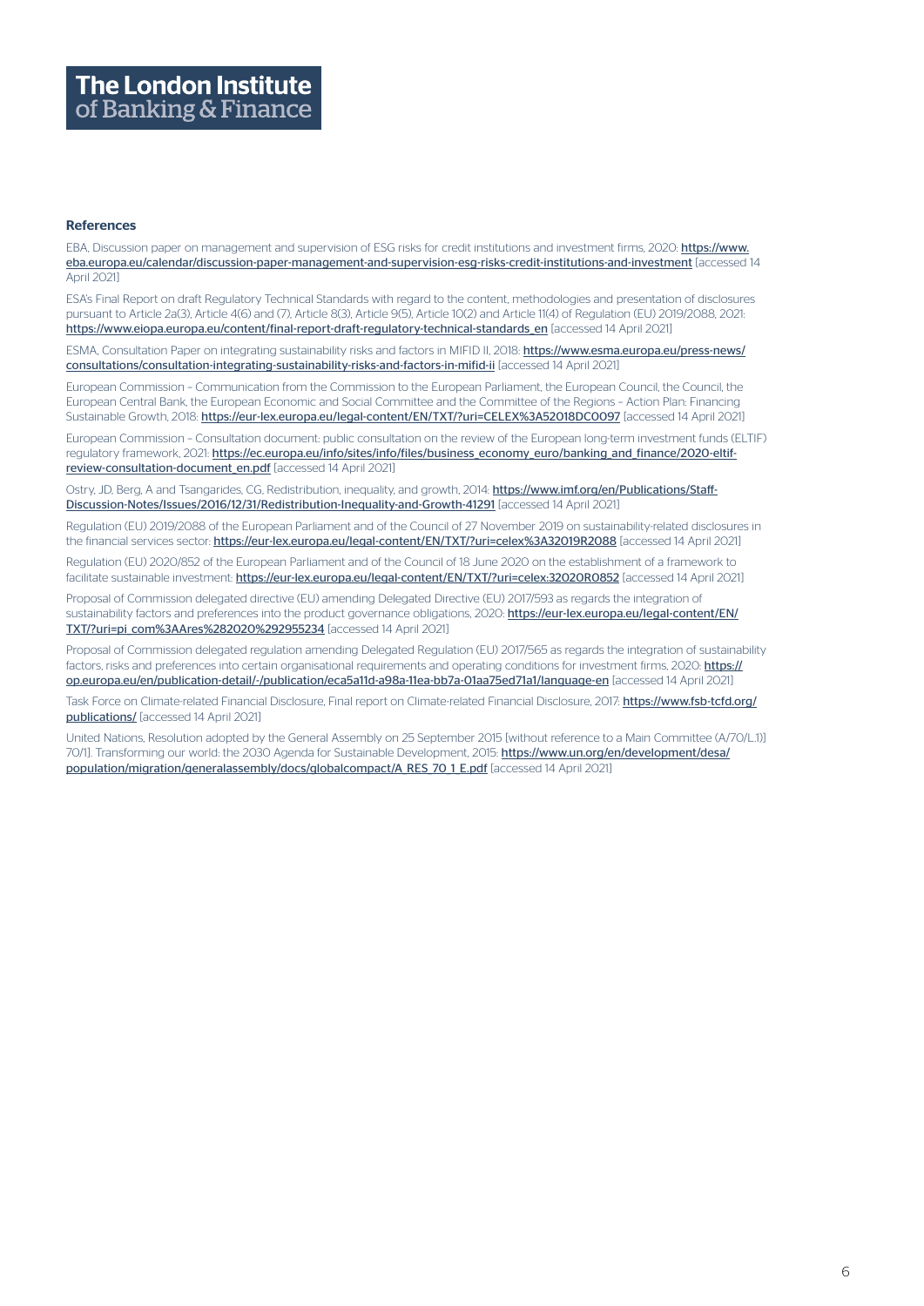The London Institute of Banking & Finance

### References

EBA, Discussion paper on management and supervision of ESG risks for credit institutions and investment firms, 2020: https://www.eba.europa.eu/calendar/discussion-paper-management-and-supervision-esg-risks-credit-institutions-and-investment [accessed 14 April 2021]

ESA's Final Report on draft Regulatory Technical Standards with regard to the content, methodologies and presentation of disclosures pursuant to Article 2a(3), Article 4(6) and (7), Article 8(3), Article 9(5), Article 10(2) and Article 11(4) of Regulation (EU) 2019/2088, 2021: https://www.eiopa.europa.eu/content/final-report-draft-regulatory-technical-standards_en [accessed 14 April 2021]

ESMA, Consultation Paper on integrating sustainability risks and factors in MIFID II, 2018: https://www.esma.europa.eu/press-news/consultations/consultation-integrating-sustainability-risks-and-factors-in-mifid-ii [accessed 14 April 2021]

European Commission – Communication from the Commission to the European Parliament, the European Council, the Council, the European Central Bank, the European Economic and Social Committee and the Committee of the Regions – Action Plan: Financing Sustainable Growth, 2018: https://eur-lex.europa.eu/legal-content/EN/TXT/?uri=CELEX%3A52018DC0097 [accessed 14 April 2021]

European Commission – Consultation document: public consultation on the review of the European long-term investment funds (ELTIF) regulatory framework, 2021: https://ec.europa.eu/info/sites/info/files/business_economy_euro/banking_and_finance/2020-eltif-review-consultation-document_en.pdf [accessed 14 April 2021]

Ostry, JD, Berg, A and Tsangarides, CG, Redistribution, inequality, and growth, 2014: https://www.imf.org/en/Publications/Staff-Discussion-Notes/Issues/2016/12/31/Redistribution-Inequality-and-Growth-41291 [accessed 14 April 2021]

Regulation (EU) 2019/2088 of the European Parliament and of the Council of 27 November 2019 on sustainability-related disclosures in the financial services sector: https://eur-lex.europa.eu/legal-content/EN/TXT/?uri=celex%3A32019R2088 [accessed 14 April 2021]

Regulation (EU) 2020/852 of the European Parliament and of the Council of 18 June 2020 on the establishment of a framework to facilitate sustainable investment: https://eur-lex.europa.eu/legal-content/EN/TXT/?uri=celex:32020R0852 [accessed 14 April 2021]

Proposal of Commission delegated directive (EU) amending Delegated Directive (EU) 2017/593 as regards the integration of sustainability factors and preferences into the product governance obligations, 2020: https://eur-lex.europa.eu/legal-content/EN/TXT/?uri=pi_com%3AAres%282020%292955234 [accessed 14 April 2021]

Proposal of Commission delegated regulation amending Delegated Regulation (EU) 2017/565 as regards the integration of sustainability factors, risks and preferences into certain organisational requirements and operating conditions for investment firms, 2020: https://op.europa.eu/en/publication-detail/-/publication/eca5a11d-a98a-11ea-bb7a-01aa75ed71a1/language-en [accessed 14 April 2021]

Task Force on Climate-related Financial Disclosure, Final report on Climate-related Financial Disclosure, 2017: https://www.fsb-tcfd.org/publications/ [accessed 14 April 2021]

United Nations, Resolution adopted by the General Assembly on 25 September 2015 [without reference to a Main Committee (A/70/L.1)] 70/1]. Transforming our world: the 2030 Agenda for Sustainable Development, 2015: https://www.un.org/en/development/desa/population/migration/generalassembly/docs/globalcompact/A_RES_70_1_E.pdf [accessed 14 April 2021]